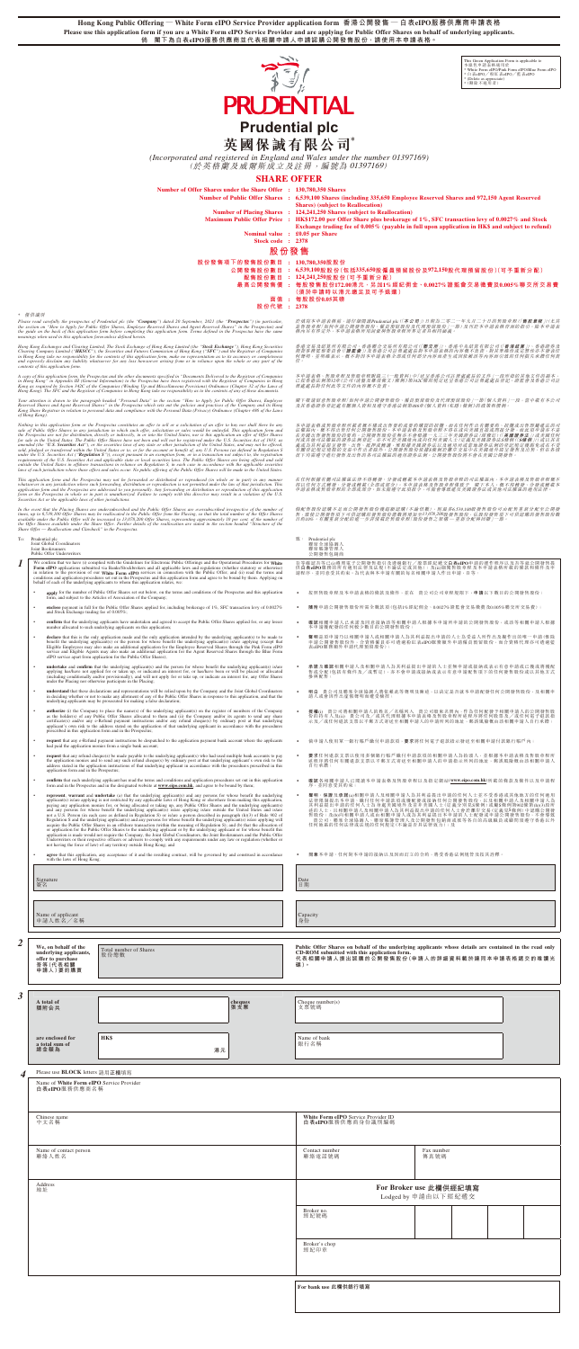**Hong Kong Public Offering — White Form eIPO Service Provider Application Form 香港公開發售 — 白表eIPO服務供應商申請表格**

**Please use this application form if you are a White Form eIPO Service Provider and are applying for Public Offer Shares on behalf of underlying applicants.**

**倘 閣下為白表eIPO服務供應商並代表相關申請人申請認購公開發售股份，請使用本申請表格。**

This Green Application Form is applicable to 本綠色申請表格適用於
* White Form eIPO Full Form eIPO白表 Form eIPO
* (Delete as appropriate) (刪除不適用者)

# Prudential plc

# 英國保誠有限公司*

*(Incorporated and registered in England and Wales under the number 01397169)*
*(於英格蘭及威爾斯成立及註冊，編號為01397169)*

## SHARE OFFER

**Number of Offer Shares under the Share Offer : 130,780,350 Shares**

**Number of Public Offer Shares : 6,539,100 Shares (including 335,650 Employee Reserved Shares and 972,150 Agent Reserved Shares) (subject to Reallocation)**

**Number of Placing Shares : 124,241,250 Shares (subject to Reallocation)**

**Maximum Public Offer Price : HK$172.00 per Offer Share plus brokerage of 1%, SFC transaction levy of 0.0027% and Stock Exchange trading fee of 0.005% (payable in full upon application in HK$ and subject to refund)**

**Nominal value : US$0.05 per Share**

**Stock code : 2378**

## 股份發售

**股份發售項下的發售股份數目 : 130,780,350股股份**

**公開發售股份數目 : 6,539,100股股份（包括335,650股僱員預留股份及972,150股代理預留股份）（可予重新分配）**

**配售股份數目 : 124,241,250股股份（可予重新分配）**

**最高公開發售價 : 每股發售股份172.00港元，另加1%經紀佣金、0.0027%證監會交易徵費及0.005%聯交所交易費（須於申請時以港元繳足及可予退還）**

**面值 : 每股股份0.05美元**

**股份代號 : 2378**

\* 僅供識別

Please read carefully the prospectus of Prudential plc (the "**Company**") dated 28 September, 2021 (the "**Prospectus**") (in particular, the section on "How to Apply for Public Offer Shares, Employee Reserved Shares and Agent Reserved Shares" in the Prospectus) and the guide on the back of this Application Form before completing this Application Form. Terms defined in the Prospectus have the same meanings when used in this Application Form unless defined herein.

於填寫本申請表格前，請仔細閱讀Prudential plc（「**本公司**」）日期為二零二一年九月二十八日的招股章程（「**招股章程**」）（尤其是招股章程「如何申請公開發售股份、僱員預留股份及代理預留股份」一節）及刊於本申請表格背面的指引。除本申請表格另有界定外，本申請表格所用詞彙與招股章程所界定者具有相同涵義。

Hong Kong Exchanges and Clearing Limited, The Stock Exchange of Hong Kong Limited (the "**Stock Exchange**"), Hong Kong Securities Clearing Company Limited ("**HKSCC**"), the Securities and Futures Commission of Hong Kong (the "**SFC**") and the Registrar of Companies in Hong Kong take no responsibility for the contents of this Application Form, make no representation as to its accuracy or completeness and expressly disclaim any liability whatsoever for any loss howsoever arising from or in reliance upon the whole or any part of the contents of this Application Form.

香港交易及結算所有限公司、香港聯合交易所有限公司（「**聯交所**」）、香港中央結算有限公司（「**香港結算**」）、香港證券及期貨事務監察委員會（「**證監會**」）及香港公司註冊處處長對本申請表格的內容概不負責，對其準確性或完整性亦不發表任何聲明，並明確表示概不就因本申請表格全部或任何部份內容而產生或因倚賴該等內容而引致的任何損失承擔任何責任。

A copy of this Application Form, the Prospectus and the other documents specified in "Documents Delivered to the Registrar of Companies in Hong Kong" in Appendix III (General Information) to the Prospectus have been registered with the Registrar of Companies in Hong Kong as required by Section 38D of the Companies (Winding Up and Miscellaneous Provisions) Ordinance (Chapter 32 of the Laws of Hong Kong). The SFC and the Registrar of Companies in Hong Kong take no responsibility as to the contents of any of these documents.

本申請表格、招股章程及招股章程附錄三（一般資料）中「送呈香港公司註冊處處長的文件」一段所述的其他文件副本，已按香港法例第32章《公司（清盤及雜項條文）條例》第38D條的規定送呈香港公司註冊處處長登記。證監會及香港公司註冊處處長對任何該等文件的內容概不負責。

Your attention is drawn to the paragraph headed "Personal Data" in the section "How to Apply for Public Offer Shares, Employee Reserved Shares and Agent Reserved Shares" in the Prospectus which sets out the policies and practices of the Company and its Hong Kong Share Registrar in relation to personal data and compliance with the Personal Data (Privacy) Ordinance (Chapter 486 of the Laws of Hong Kong).

閣下敬請留意招股章程「如何申請公開發售股份、僱員預留股份及代理預留股份」一節「個人資料」一段，當中載有本公司及其香港證券登記處有關個人資料及遵守香港法例第486章《個人資料（私隱）條例》的政策和慣例。

Nothing in this Application Form or the Prospectus constitutes an offer to sell or the solicitation of an offer to buy nor shall there be any sale of Public Offer Shares in any jurisdiction in which such offer, solicitation or sales would be unlawful. This Application Form and the Prospectus are not for distribution, directly or indirectly, in or into the United States, nor is this application an offer of Offer Shares for sale in the United States. The Public Offer Shares have not been and will not be registered under the U.S. Securities Act of 1933, as amended (the "U.S. Securities Act"), or the securities laws of any state or other jurisdiction of the United States, and may not be offered, sold, pledged or transferred within the United States or to, or for the account or benefit of, any U.S. Persons (as defined in Regulation S under the U.S. Securities Act ("Regulation S")), except pursuant to an exemption from, or in a transaction not subject to, the registration requirements of the U.S. Securities Act and applicable state or local securities laws. The Public Offer Shares are being offered and sold outside the United States in offshore transactions in reliance on Regulation S, in each case in accordance with the applicable securities laws of each jurisdiction where offers and sales occur. No public offering of the Public Offer Shares will be made in the United States.

本申請表格或招股章程所載者概不構成出售要約或要約購買的游說，而在任何作出有關要約、游說或出售即屬違法的司法權區內，概不得出售任何公開發售股份。本申請表格及招股章程不得在或向美國直接或間接派發，而此申請亦並非在美國出售發售股份的要約。公開發售股份並無亦不會根據經修訂的1933年美國證券法（「美國證券法」）或美國任何州或其他司法權區的證券法登記，且除非根據美國證券法及適用州或地方證券法的登記規定獲豁免或不受該等登記規定規限的交易，否則不可於美國境內或向任何美籍人士（定義見美國證券法S規例（「S規例」））或代表其或為其利益提呈發售、出售、抵押或轉讓。公開發售股份乃依據S規例以離岸交易方式在美國境外提呈發售及出售，在各情況下均須遵守發售及出售所在各司法權區的適用證券法。公開發售股份將不會於美國公開發售。

This Application Form and the Prospectus may not be forwarded or distributed or reproduced (in whole or in part) in any manner whatsoever in any jurisdiction where such forwarding, distribution or reproduction is not permitted under the laws of that jurisdiction. This Application Form and the Prospectus are addressed to you personally. Any forwarding or distribution or reproduction of this Application Form or the Prospectus in whole or in part is unauthorised. Failure to comply with this directive may result in a violation of the U.S. Securities Act or the applicable laws of other jurisdictions.

在任何根據有關司法權區法律不得轉發、分發或複製本申請表格及招股章程的司法權區內，本申請表格及招股章程概不得以任何方式轉發、分發或複製（全部或部分）。本申請表格及招股章程僅致予 閣下本人。概不得轉發、分發或複製本申請表格或招股章程的全部或部分。如未能遵守此項指示，可能會違反美國證券法或其他司法權區的適用法律。

In the event that the Placing Shares are undersubscribed and the Public Offer Shares are oversubscribed irrespective of the number of times, up to 6,539,100 Offer Shares may be reallocated to the Public Offer from the Placing, so that the total number of the Offer Shares available under the Public Offer will be increased to 13,078,200 Offer Shares, representing approximately 10 per cent. of the number of the Offer Shares initially available under the Share Offer. Further details of the reallocation are listed in the section headed "Structure of the Share Offer — Reallocation and Clawback" in the Prospectus.

倘配售股份認購不足而公開發售股份獲超額認購（不論倍數），則最多6,539,100股發售股份可由配售重新分配至公開發售，使根據公開發售可供認購的發售股份總數將增加至13,078,200股發售股份，佔股份發售項下可供認購的發售股份數目約10%。有關重新分配的進一步詳情載於招股章程「股份發售的架構－重新分配及回撥」一節。

To: Prudential plc
Joint Global Coordinators
Joint Bookrunners
Public Offer Underwriters

致： Prudential plc
聯席全球協調人
聯席賬簿管理人
公開發售包銷商

**1**

We confirm that we have (i) complied with the Guidelines for Electronic Public Offerings and the Operational Procedures for **White Form eIPO** applications submitted via Banks/Stockbrokers and all applicable laws and regulations (whether statutory or otherwise) in relation to the provision of our **White Form eIPO** services in connection with the Public Offer; and (ii) read the terms and conditions and application procedures set out in the Prospectus and this application form and agree to be bound by them. Applying on behalf of each of the underlying applicants to whom this application relates, we:

吾等確認，吾等已(i)遵守《電子公開發售指引》及透過銀行╱股票經紀遞交**白表eIPO**申請的運作程序以及所有與吾等就公開發售提供**白表eIPO**服務有關的適用法例及規例（法定或其他）；及(ii)細閱招股章程及本申請表格所載條款及條件以及申請程序，並同意受其約束。為代表與本申請有關的每名相關申請人作出申請，吾等：

- **apply** for the number of Public Offer Shares set out below, on the terms and conditions of the Prospectus and this application form, and subject to the Articles of Association of the Company;
  按照招股章程及本申請表格的條款及條件，並在 貴公司組織章程細則規限下，**申請**以下數目的公開發售股份；
- **enclose** payment in full for the Public Offer Shares applied for (including brokerage of 1%, SFC transaction levy of 0.0027% and Stock Exchange trading fee of 0.005%);
  **隨附**申請公開發售股份所需全數款項（包括1%經紀佣金、0.0027%證監會交易徵費及0.005%聯交所交易費）；
- **confirm** that the underlying applicants have undertaken and agreed to accept the Public Offer Shares applied for, or any lesser number allocated to such underlying applicants on this application;
  **確認**相關申請人已承諾及同意接納該等相關申請人根據本申請所申請的公開發售股份，或該等相關申請人根據本申請獲分配的任何較少數目的公開發售股份；
- **declare** that this is the only application made and the only application intended by the underlying applicant(s) to be made to benefit the underlying applicant(s) or the person for whose benefit the underlying applicant(s) is/are applying (except for the Eligible Employees may also make an additional application for the Employee Reserved Shares through the Pink Form eIPO service and Eligible Agents may also make an additional application for the Agent Reserved Shares through the Blue Form eIPO service apart from application for the Public Offer Shares);
  **聲明**此乃相關申請人為其利益或為其作出申請的人士的利益而作出及擬作出的唯一申請（惟除申請公開發售股份外，合資格僱員亦可透過粉紅表eIPO服務額外申請僱員預留股份，而合資格代理亦可透過藍表eIPO服務額外申請代理預留股份）；
- **undertake** and **confirm** that the underlying applicant(s) and the person for whose benefit the underlying applicant(s) is/are applying has/have not applied for or taken up, or indicated an interest for, or has/have not received or been placed or allocated (including conditionally and/or provisionally), and will not apply for or take up, or indicate an interest for, any Offer Shares under the Placing nor otherwise participate in the Placing;
  **承諾**及**確認**相關申請人及相關申請人為其利益而作出申請的人士並無申請或承購或表示有意認購，或並無收取或獲配售或分配（包括有條件及╱或暫定），亦不會申請或承購或表示有意認購配售項下的任何發售股份或以其他方式參與配售；
- **understand** that these declarations and representations will be relied upon by the Company and the Joint Global Coordinators in deciding whether or not to make any allotment of any of the Public Offer Shares in response to this application, and that the underlying applicants may be prosecuted for making a false declaration;
  **明白** 貴公司及聯席全球協調人將依賴此等聲明及陳述，以決定是否就本申請配發任何公開發售股份，及相關申請人如作出虛假聲明可能會遭檢控；
- **authorise** (i) the Company to place the name(s) of the underlying applicant(s) on the register of members of the Company as the holder(s) of any Public Offer Shares allocated to them; and (ii) the Company and/or its agents to send any share certificate(s) and/or any e-Refund payment instructions and/or any refund cheque(s) (where applicable) by ordinary post at that underlying applicant's own risk to the address stated on the application of that underlying applicant in accordance with the procedures prescribed in this application form and in the Prospectus;
  **授權**(i) 貴公司將相關申請人的姓名╱名稱列入 貴公司股東名冊內，作為任何將獲分配予相關申請人的公開發售股份的持有人；及(ii) 貴公司及╱或其代理根據本申請表格及招股章程所載程序以普通郵遞方式按相關申請人的申請所示地址寄發任何股票及╱或任何電子退款指示及╱或任何退款支票（如適用），郵誤風險概由該相關申請人自行承擔；
- **request** that any e-Refund payment instructions be dispatched to the application payment bank account where the applicants had paid the application monies from a single bank account;
  倘申請人使用單一銀行賬戶繳付申請股款，**要求**將任何電子退款指示發送至申請付款銀行賬戶內；
- **request** that any refund cheque(s) be made payable to the underlying applicant(s) who had used multiple bank accounts to pay the application monies and to send any such refund cheque(s) by ordinary post at that underlying applicant's own risk to the address stated in the application instruction of that underlying applicant in accordance with the procedures prescribed in the application form and in the Prospectus;
  **要求**任何退款支票以使用多個銀行賬戶繳付申請股款的相關申請人為抬頭人，並根據本申請表格及招股章程所述程序將任何有關退款支票以普通郵遞方式按相關申請人的申請指示所示地址寄發予相關申請人，郵誤風險概由該相關申請人自行承擔；
- **confirm** that each underlying applicant has read the terms and conditions and application procedures set out in this application form and in the Prospectus and in the designated website at **www.eipo.com.hk** and agrees to be bound by them;
  **確認**各相關申請人已細閱本申請表格及招股章程以及指定網站**www.eipo.com.hk**所載的條款及條件以及申請程序，並同意受其約束；
- **represent, warrant** and **undertake** (a) that the underlying applicant(s) and any persons for whose benefit the underlying applicant(s) is/are applying is not restricted by any applicable laws of Hong Kong or elsewhere from making this application, paying any application monies for, or being allocated or taking up, any Public Offer Shares; and the underlying applicant(s) and any persons for whose benefit the underlying applicant(s) is/are applying is/are outside the United States and is/are not a U.S. Person (as such term is defined in Regulation S) or is/are a person described in paragraph (h)(3) of Rule 902 of Regulation S and the underlying applicant(s) and any persons for whose benefit the underlying applicant(s) is/are applying will acquire the Public Offer Shares in an offshore transaction (within the meaning of Regulation S); and (b) that the allocation of or application for the Public Offer Shares to the underlying applicant or by underlying applicant or for whose benefit this application is made would not require the Company, the Joint Global Coordinators, the Joint Bookrunners and the Public Offer Underwriters or their respective officers or advisers to comply with any requirements under any law or regulations (whether or not having the force of law) of any territory outside Hong Kong; and
  **聲明、保證**及**承諾**(a)相關申請人及相關申請人為其利益而作出申請的任何人士並不受香港或其他地方任何適用法律限制作出本申請、繳付任何申請股款或獲配發或承購任何公開發售股份；以及相關申請人及相關申請人為其利益而作出申請的任何人士身處美國境外且並非美籍人士（定義見S規例）或屬S規例第902條第(h)(3)段所述人士，以及相關申請人及相關申請人為其利益而作出申請的任何人士將於離岸交易（定義見S規例）中購入公開發售股份；及(b)向相關申請人或由相關申請人或為其利益而提出本申請的人士分配或申請公開發售股份，不會引致 貴公司、聯席全球協調人、聯席賬簿管理人及公開發售包銷商或彼等各自的高級職員或顧問須遵守香港以外任何地區的法例或規例（不論是否具法律效力）的任何規定；及
- **agree** that this application, any acceptance of it and the resulting contract, will be governed by and construed in accordance with the laws of Hong Kong.
  **同意**本申請、任何對本申請的接納以及因而訂立的合約，將受香港法例規管並按其詮釋。

| Signature 簽名 | Date 日期 |
|---|---|
| | |
| **Name of applicant 申請人姓名╱名稱** | **Capacity 身份** |
| | |

**2**

| We, on behalf of the underlying applicants, offer to purchase 吾等（代表相關申請人）要約購買 | Total number of Shares 股份總數 | **Public Offer Shares on behalf of the underlying applicants whose details are contained in the read only CD-ROM submitted with this application form.** 代表相關申請人提出認購的公開發售股份（申請人的詳細資料載於連同本申請表格遞交的唯讀光碟）。 |
|---|---|---|

**3**

| A total of 隨附合共 | | cheques 張支票 | Cheque number(s) 支票號碼 |
|---|---|---|---|
| **are enclosed for a total sum of 總金額為** | **HK$** | 港元 | **Name of bank 銀行名稱** |

**4**

Please use **BLOCK** letters 請用正楷填寫

| Name of **White Form eIPO** Service Provider 白表eIPO服務供應商名稱 | |
|---|---|
| Chinese name 中文名稱 | **White Form eIPO** Service Provider ID 白表eIPO服務供應商身份識別編碼 |
| Name of contact person 聯絡人姓名 | Contact number 聯絡電話號碼 / Fax number 傳真號碼 |
| Address 地址 | **For Broker use 此欄供經紀填寫** Lodged by 申請由以下經紀遞交: Broker no. 經紀號碼; Broker's chop 經紀印章 |

**For bank use 此欄供銀行填寫**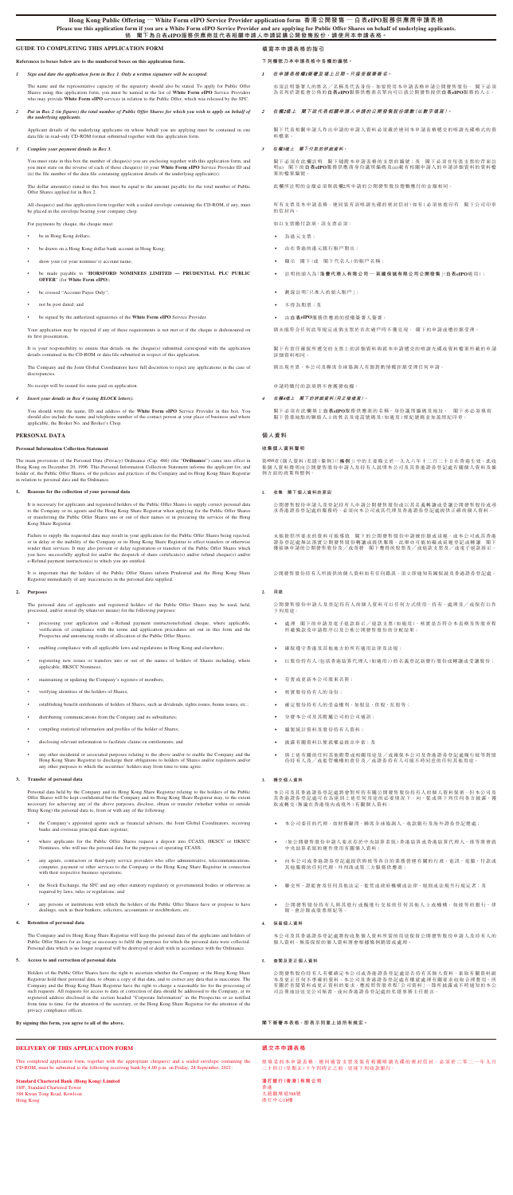# Hong Kong Public Offering — White Form eIPO Service Provider application form 香港公開發售 — 白表eIPO服務供應商申請表格

**Please use this application form if you are a White Form eIPO Service Provider and are applying for Public Offer Shares on behalf of underlying applicants.**

**倘 閣下為白表eIPO服務供應商並代表相關申請人申請認購公開發售股份，請使用本申請表格。**

## GUIDE TO COMPLETING THIS APPLICATION FORM

**References to boxes below are to the numbered boxes on this application form.**

### *1 Sign and date the application form in Box 1. Only a written signature will be accepted.*

The name and the representative capacity of the signatory should also be stated. To apply for Public Offer Shares using this application form, you must be named in the list of **White Form eIPO** Service Providers who may provide **White Form eIPO** services in relation to the Public Offer, which was released by the SFC.

### *2 Put in Box 2 (in figures) the total number of Public Offer Shares for which you wish to apply on behalf of the underlying applicants.*

Applicant details of the underlying applicants on whose behalf you are applying must be contained in one data file in read-only CD-ROM format submitted together with this application form.

### *3 Complete your payment details in Box 3.*

You must state in this box the number of cheque(s) you are enclosing together with this application form; and you must state on the reverse of each of those cheque(s) (i) your **White Form eIPO** Service Provider ID and (ii) the file number of the data file containing application details of the underlying applicant(s).

The dollar amount(s) stated in this box must be equal to the amount payable for the total number of Public Offer Shares applied for in Box 2.

All cheque(s) and this application form together with a sealed envelope containing the CD-ROM, if any, must be placed in the envelope bearing your company chop.

For payments by cheque, the cheque must:

- be in Hong Kong dollars;
- be drawn on a Hong Kong dollar bank account in Hong Kong;
- show your (or your nominee's) account name;
- be made payable to "**HORSFORD NOMINEES LIMITED — PRUDENTIAL PLC PUBLIC OFFER**" (for **White Form eIPO**);
- be crossed "Account Payee Only";
- not be post dated; and
- be signed by the authorized signatories of the **White Form eIPO** Service Provider.

Your application may be rejected if any of these requirements is not met or if the cheque is dishonoured on its first presentation.

It is your responsibility to ensure that details on the cheque(s) submitted correspond with the application details contained in the CD-ROM or data file submitted in respect of this application.

The Company and the Joint Global Coordinators have full discretion to reject any applications in the case of discrepancies.

No receipt will be issued for sums paid on application.

### *4 Insert your details in Box 4 (using BLOCK letters).*

You should write the name, ID and address of the **White Form eIPO** Service Provider in this box. You should also include the name and telephone number of the contact person at your place of business and where applicable, the Broker No. and Broker's Chop.

## 填寫本申請表格的指引

**下列欄號乃本申請表格中各欄的編號。**

### *1 在申請表格欄1簽署及填上日期。只接受親筆簽名。*

亦須註明簽署人的姓名／名稱及代表身份。如要使用本申請表格申請公開發售股份， 閣下必須為名列於證監會公佈的**白表eIPO**服務供應商名單內可以就公開發售提供**白表eIPO**服務的人士。

### *2 在欄2填上 閣下欲代表相關申請人申請的公開發售股份總數(以數字填寫)。*

閣下代表相關申請人作出申請的申請人資料必須載於連同本申請表格遞交的唯讀光碟格式的資料檔案內。

### *3 在欄3填上 閣下付款的詳細資料。*

閣下必須在此欄註明 閣下隨附本申請表格的支票的編號；及 閣下必須在每張支票的背面註明(i) 閣下的**白表eIPO**服務供應商身份證明編號及(ii)載有相關申請人的申請詳細資料的資料檔案的檔案編號。

此欄所註明的金額必須與欄2所申請的公開發售股份總數應付的金額相同。

所有支票及本申請表格，連同載有唯讀光碟的密封信封(如有)必須放進印有 閣下公司印章的信封內。

如以支票繳付款項，該支票必須：

- 為港元支票；
- 由在香港的港元銀行賬戶開出；
- 顯示 閣下(或 閣下代名人)的賬戶名稱；
- 註明抬頭人為「**浩豐代理人有限公司 — 英國保誠有限公司公開發售**」(**白表eIPO**適用)；
- 劃線註明「只准入抬頭人賬戶」；
- 不得為期票；及
- 由**白表eIPO**服務供應商的授權簽署人簽署。

倘未能符合任何此等規定或倘支票於首次過戶時不獲兌現， 閣下的申請或遭拒絕受理。

閣下有責任確保所遞交的支票上的詳細資料與就本申請遞交的唯讀光碟或資料檔案所載的申請詳細資料相同。

倘出現差異，本公司及聯席全球協調人有絕對酌情權拒絕受理任何申請。

申請時繳付的款項將不會獲發收據。

### *4 在欄4填上 閣下的詳細資料(用正楷填寫)。*

閣下必須在此欄填上**白表eIPO**服務供應商的名稱、身份識別編碼及地址。 閣下亦必須填寫 閣下營業地點的聯絡人士的姓名及電話號碼及(如適用)經紀號碼及加蓋經紀印章。

## PERSONAL DATA

### Personal Information Collection Statement

The main provisions of the Personal Data (Privacy) Ordinance (Cap. 486) (the "**Ordinance**") came into effect in Hong Kong on December 20, 1996. This Personal Information Collection Statement informs the applicant for, and holder of, the Public Offer Shares, of the policies and practices of the Company and its Hong Kong Share Registrar in relation to personal data and the Ordinance.

#### 1. Reasons for the collection of your personal data

It is necessary for applicants and registered holders of the Public Offer Shares to supply correct personal data to the Company or its agents and the Hong Kong Share Registrar when applying for the Public Offer Shares or transferring the Public Offer Shares into or out of their names or in procuring the services of the Hong Kong Share Registrar.

Failure to supply the requested data may result in your application for the Public Offer Shares being rejected, or in delay or the inability of the Company or its Hong Kong Share Registrar to effect transfers or otherwise render their services. It may also prevent or delay registration or transfers of the Public Offer Shares which you have successfully applied for and/or the despatch of share certificate(s) and/or refund cheque(s) and/or e-Refund payment instruction(s) to which you are entitled.

It is important that the holders of the Public Offer Shares inform Prudential and the Hong Kong Share Registrar immediately of any inaccuracies in the personal data supplied.

#### 2. Purposes

The personal data of applicants and registered holders of the Public Offer Shares may be used, held, processed, and/or stored (by whatever means) for the following purposes:

- processing your application and e-Refund payment instructions/refund cheque, where applicable, verification of compliance with the terms and application procedures set out in this form and the Prospectus and announcing results of allocation of the Public Offer Shares;
- enabling compliance with all applicable laws and regulations in Hong Kong and elsewhere;
- registering new issues or transfers into or out of the names of holders of Shares including, where applicable, HKSCC Nominees;
- maintaining or updating the Company's register of members;
- verifying identities of the holders of Shares;
- establishing benefit entitlements of holders of Shares, such as dividends, rights issues, bonus issues, etc.;
- distributing communications from the Company and its subsidiaries;
- compiling statistical information and profiles of the holders of Shares;
- disclosing relevant information to facilitate claims on entitlements; and
- any other incidental or associated purposes relating to the above and/or to enable the Company and the Hong Kong Share Registrar to discharge their obligations to holders of Shares and/or regulators and/or any other purposes to which the securities' holders may from time to time agree.

#### 3. Transfer of personal data

Personal data held by the Company and its Hong Kong Share Registrar relating to the holders of the Public Offer Shares will be kept confidential but the Company and its Hong Kong Share Registrar may, to the extent necessary for achieving any of the above purposes, disclose, obtain or transfer (whether within or outside Hong Kong) the personal data to, from or with any of the following:

- the Company's appointed agents such as financial advisers, the Joint Global Coordinators, receiving banks and overseas principal share registrar;
- where applicants for the Public Offer Shares request a deposit into CCASS, HKSCC or HKSCC Nominees, who will use the personal data for the purposes of operating CCASS;
- any agents, contractors or third-party service providers who offer administrative, telecommunications, computer, payment or other services to the Company or the Hong Kong Share Registrar in connection with their respective business operations;
- the Stock Exchange, the SFC and any other statutory regulatory or governmental bodies or otherwise as required by laws, rules or regulations; and
- any persons or institutions with which the holders of the Public Offer Shares have or propose to have dealings, such as their bankers, solicitors, accountants or stockbrokers, etc.

#### 4. Retention of personal data

The Company and its Hong Kong Share Registrar will keep the personal data of the applicants and holders of Public Offer Shares for as long as necessary to fulfil the purposes for which the personal data were collected. Personal data which is no longer required will be destroyed or dealt with in accordance with the Ordinance.

#### 5. Access to and correction of personal data

Holders of the Public Offer Shares have the right to ascertain whether the Company or the Hong Kong Share Registrar hold their personal data, to obtain a copy of that data, and to correct any data that is inaccurate. The Company and the Hong Kong Share Registrar have the right to charge a reasonable fee for the processing of such requests. All requests for access to data or correction of data should be addressed to the Company, at its registered address disclosed in the section headed "Corporate Information" in the Prospectus or as notified from time to time, for the attention of the secretary, or the Hong Kong Share Registrar for the attention of the privacy compliance officer.

**By signing this form, you agree to all of the above.**

## 個人資料

### 收集個人資料聲明

第486章《個人資料(私隱)條例》(「**條例**」)中的主要條文於一九九六年十二月二十日在香港生效。此收集個人資料聲明向公開發售股份申請人及持有人說明本公司及其香港證券登記處有關個人資料及條例的政策和慣例。

#### 1. 收集 閣下個人資料的原因

公開發售股份申請人及登記持有人申請公開發售股份或以其名義轉讓或受讓公開發售股份或尋求香港證券登記處的服務時，必須向本公司或其代理及香港證券登記處提供正確的個人資料。

未能提供所要求的資料可能導致 閣下的公開發售股份申請被拒絕或延遲，或本公司或其香港證券登記處無法落實公開發售股份轉讓或提供服務。此舉亦可能妨礙或延遲登記或轉讓 閣下獲接納申請的公開發售股份及／或寄發 閣下應得的股票及／或退款支票及／或電子退款指示。

公開發售股份持有人所提供的個人資料如有任何錯誤，須立即通知英國保誠及香港證券登記處。

#### 2. 用途

公開發售股份申請人及登記持有人的個人資料可以任何方式使用、持有、處理及／或保存以作下列用途：

- 處理 閣下的申請及電子退款指示／退款支票(如適用)、核實是否符合本表格及售股章程所載條款及申請程序以及公佈公開發售股份的分配結果；
- 確保遵守香港及其他地方的所有適用法律及法規；
- 以股份持有人(包括香港中央結算(代理人)有限公司(如適用))的名義登記新發行股份或轉讓或受讓股份；
- 存置或更新本公司股東名冊；
- 核實股份持有人的身份；
- 確定股份持有人的受益權利，如股息、供股、紅股等；
- 分發本公司及其附屬公司的公司通訊；
- 編製統計資料及股份持有人資料；
- 披露有關資料以便就權益提出申索；及
- 與上述有關的任何其他附帶或相關用途及／或使本公司及其香港證券登記處得以履行對股份持有人及／或監管機構的責任及／或證券持有人可能不時同意的任何其他用途。

#### 3. 轉交個人資料

本公司及其香港證券登記處將會對所持有關公開發售股份持有人的個人資料保密，但本公司及其香港證券登記處可在為達到上述任何用途的必要情況下，向、從或與下列任何各方披露、獲取或轉交(無論在香港境內或境外)有關個人資料：

- 本公司委任的代理，如財務顧問、聯席全球協調人、收款銀行及海外證券登記總處；
- (如公開發售股份申請人要求存於中央結算系統)香港結算或香港結算代理人，彼等將會就中央結算系統的運作使用有關個人資料；
- 向本公司或香港證券登記處提供與彼等各自的業務營運有關的行政、電訊、電腦、付款或其他服務的任何代理、外判商或第三方服務供應商；
- 聯交所、證監會及任何其他法定監管或政府機構或法律、規則或法規另行規定者；及
- 公開發售股份持有人與其進行或擬進行交易的任何其他人士或機構，如彼等的銀行、律師、會計師或股票經紀等。

#### 4. 保留個人資料

本公司及其香港證券登記處將按收集個人資料所需的用途保留公開發售股份申請人及持有人的個人資料。無需保留的個人資料將會根據條例銷毀或處理。

#### 5. 查閱及更正個人資料

公開發售股份持有人有權確定本公司或香港證券登記處是否持有其個人資料，索取有關資料副本及更正任何不準確的資料。本公司及香港證券登記處有權就處理有關要求收取合理費用。所有關於查閱資料或更正資料的要求，應按照售股章程「公司資料」一節所披露或不時通知的本公司註冊地址送交公司秘書，或向香港證券登記處的私隱事務主任提出。

**閣下簽署本表格，即表示同意上述所有規定。**

## DELIVERY OF THIS APPLICATION FORM

This completed application form, together with the appropriate cheque(s) and a sealed envelope containing the CD-ROM, must be submitted to the following receiving bank by 4:00 p.m. on Friday, 24 September, 2021:

**Standard Chartered Bank (Hong Kong) Limited**
15/F, Standard Chartered Tower
388 Kwun Tong Road, Kowloon
Hong Kong

## 遞交本申請表格

經填妥的本申請表格，連同適當支票及裝有唯讀光碟的密封信封，必須於二零二一年九月二十四日(星期五)下午四時正之前，送達下列收款銀行：

**渣打銀行(香港)有限公司**
香港
九龍觀塘道388號
渣打中心15樓